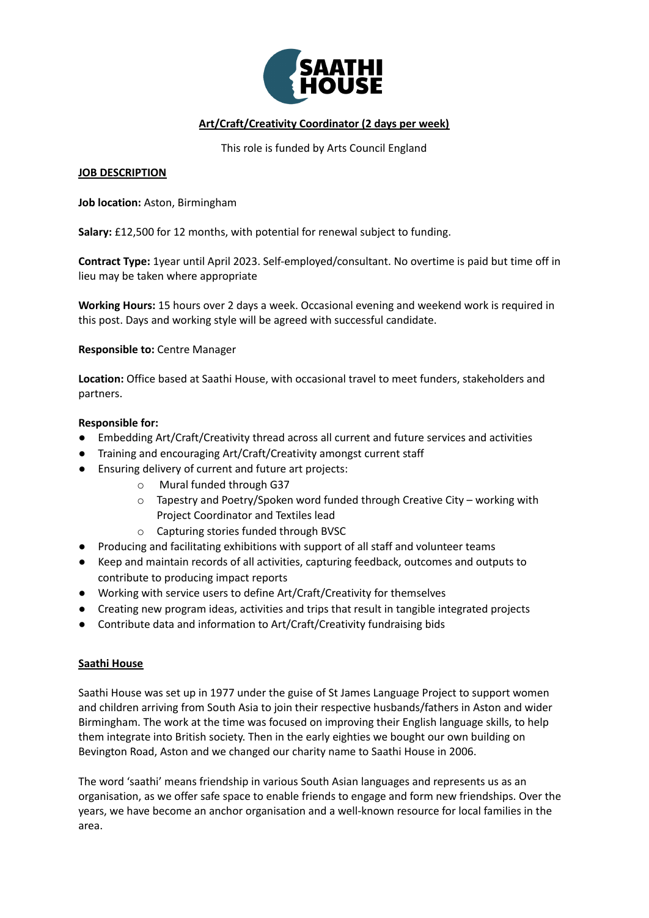SAATHI HOUSE

**Art/Craft/Creativity Coordinator (2 days per week)**

This role is funded by Arts Council England

## JOB DESCRIPTION

**Job location:** Aston, Birmingham

**Salary:** £12,500 for 12 months, with potential for renewal subject to funding.

**Contract Type:** 1year until April 2023. Self-employed/consultant. No overtime is paid but time off in lieu may be taken where appropriate

**Working Hours:** 15 hours over 2 days a week. Occasional evening and weekend work is required in this post. Days and working style will be agreed with successful candidate.

**Responsible to:** Centre Manager

**Location:** Office based at Saathi House, with occasional travel to meet funders, stakeholders and partners.

**Responsible for:**

- Embedding Art/Craft/Creativity thread across all current and future services and activities
- Training and encouraging Art/Craft/Creativity amongst current staff
- Ensuring delivery of current and future art projects:
  - Mural funded through G37
  - Tapestry and Poetry/Spoken word funded through Creative City – working with Project Coordinator and Textiles lead
  - Capturing stories funded through BVSC
- Producing and facilitating exhibitions with support of all staff and volunteer teams
- Keep and maintain records of all activities, capturing feedback, outcomes and outputs to contribute to producing impact reports
- Working with service users to define Art/Craft/Creativity for themselves
- Creating new program ideas, activities and trips that result in tangible integrated projects
- Contribute data and information to Art/Craft/Creativity fundraising bids

## Saathi House

Saathi House was set up in 1977 under the guise of St James Language Project to support women and children arriving from South Asia to join their respective husbands/fathers in Aston and wider Birmingham. The work at the time was focused on improving their English language skills, to help them integrate into British society. Then in the early eighties we bought our own building on Bevington Road, Aston and we changed our charity name to Saathi House in 2006.

The word 'saathi' means friendship in various South Asian languages and represents us as an organisation, as we offer safe space to enable friends to engage and form new friendships. Over the years, we have become an anchor organisation and a well-known resource for local families in the area.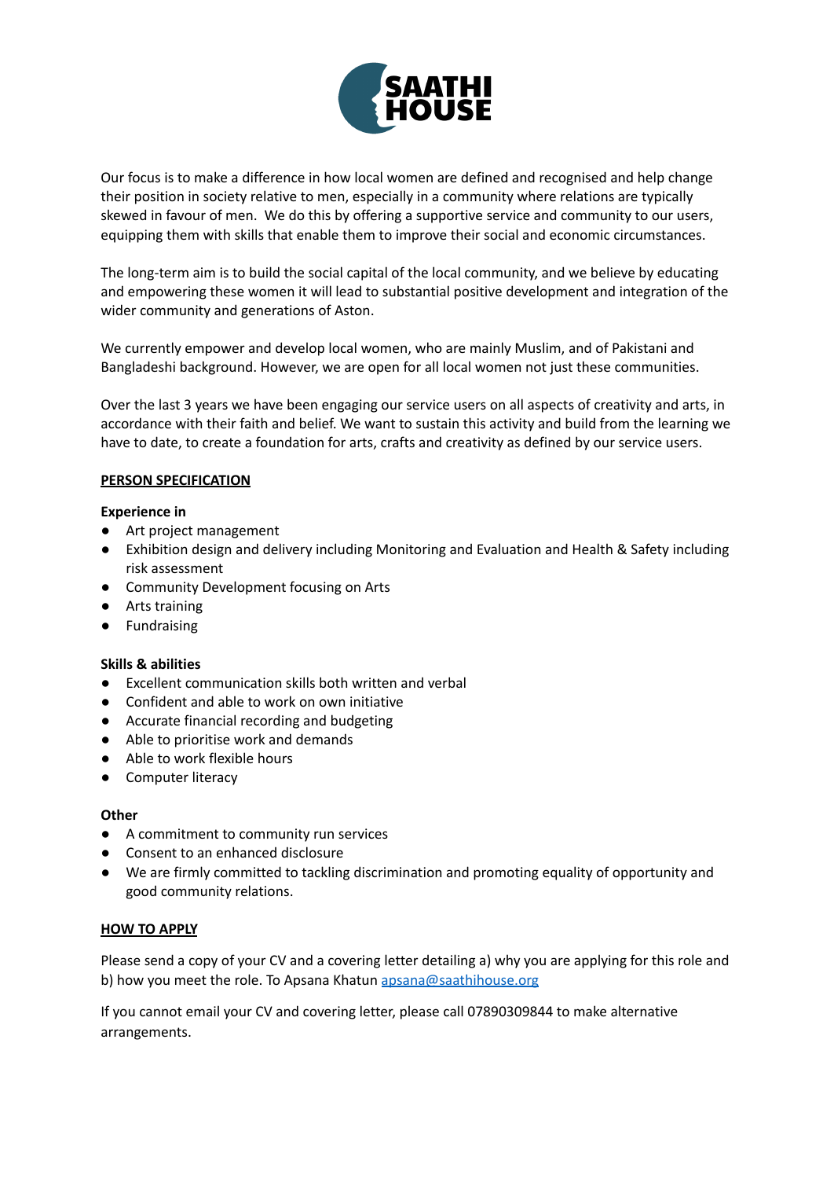Our focus is to make a difference in how local women are defined and recognised and help change their position in society relative to men, especially in a community where relations are typically skewed in favour of men. We do this by offering a supportive service and community to our users, equipping them with skills that enable them to improve their social and economic circumstances.

The long-term aim is to build the social capital of the local community, and we believe by educating and empowering these women it will lead to substantial positive development and integration of the wider community and generations of Aston.

We currently empower and develop local women, who are mainly Muslim, and of Pakistani and Bangladeshi background. However, we are open for all local women not just these communities.

Over the last 3 years we have been engaging our service users on all aspects of creativity and arts, in accordance with their faith and belief. We want to sustain this activity and build from the learning we have to date, to create a foundation for arts, crafts and creativity as defined by our service users.

## PERSON SPECIFICATION

**Experience in**

- Art project management
- Exhibition design and delivery including Monitoring and Evaluation and Health & Safety including risk assessment
- Community Development focusing on Arts
- Arts training
- Fundraising

**Skills & abilities**

- Excellent communication skills both written and verbal
- Confident and able to work on own initiative
- Accurate financial recording and budgeting
- Able to prioritise work and demands
- Able to work flexible hours
- Computer literacy

**Other**

- A commitment to community run services
- Consent to an enhanced disclosure
- We are firmly committed to tackling discrimination and promoting equality of opportunity and good community relations.

## HOW TO APPLY

Please send a copy of your CV and a covering letter detailing a) why you are applying for this role and b) how you meet the role. To Apsana Khatun apsana@saathihouse.org

If you cannot email your CV and covering letter, please call 07890309844 to make alternative arrangements.